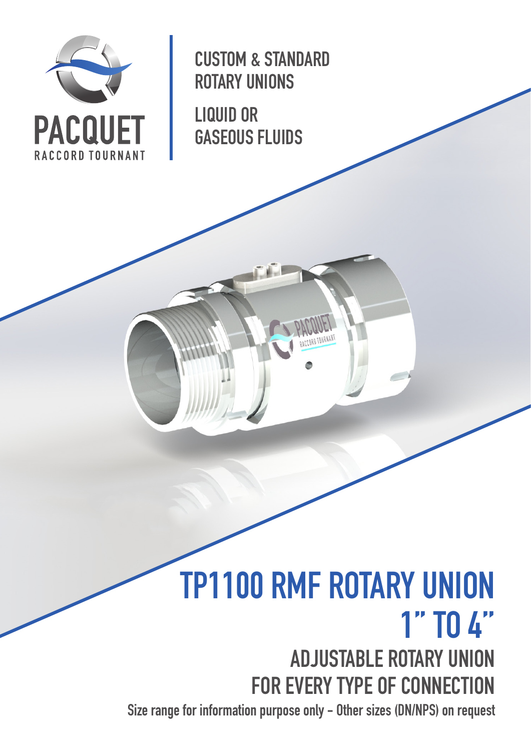PACQUET
RACCORD TOURNANT

CUSTOM & STANDARD
ROTARY UNIONS

LIQUID OR
GASEOUS FLUIDS

# TP1100 RMF ROTARY UNION 1" TO 4"

## ADJUSTABLE ROTARY UNION FOR EVERY TYPE OF CONNECTION

**Size range for information purpose only - Other sizes (DN/NPS) on request**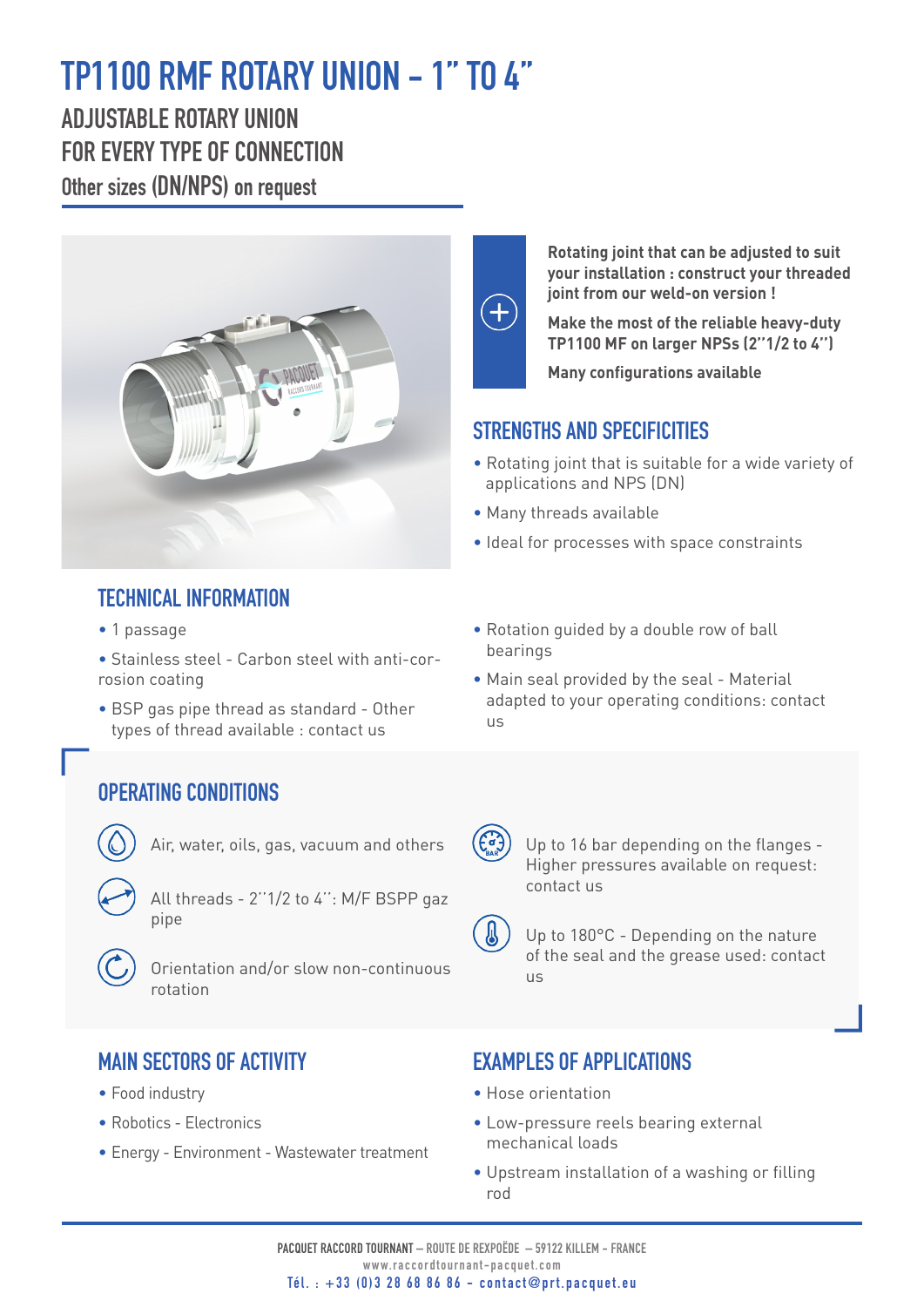# TP1100 RMF ROTARY UNION – 1" TO 4"

## ADJUSTABLE ROTARY UNION
## FOR EVERY TYPE OF CONNECTION

### Other sizes (DN/NPS) on request

**Rotating joint that can be adjusted to suit your installation : construct your threaded joint from our weld-on version !**

**Make the most of the reliable heavy-duty TP1100 MF on larger NPSs (2''1/2 to 4'')**

**Many configurations available**

## STRENGTHS AND SPECIFICITIES

- Rotating joint that is suitable for a wide variety of applications and NPS (DN)
- Many threads available
- Ideal for processes with space constraints

## TECHNICAL INFORMATION

- 1 passage
- Stainless steel - Carbon steel with anti-corrosion coating
- BSP gas pipe thread as standard - Other types of thread available : contact us
- Rotation guided by a double row of ball bearings
- Main seal provided by the seal - Material adapted to your operating conditions: contact us

## OPERATING CONDITIONS

- Air, water, oils, gas, vacuum and others
- All threads - 2''1/2 to 4'': M/F BSPP gaz pipe
- Orientation and/or slow non-continuous rotation
- Up to 16 bar depending on the flanges - Higher pressures available on request: contact us
- Up to 180°C - Depending on the nature of the seal and the grease used: contact us

## MAIN SECTORS OF ACTIVITY

- Food industry
- Robotics - Electronics
- Energy - Environment - Wastewater treatment

## EXAMPLES OF APPLICATIONS

- Hose orientation
- Low-pressure reels bearing external mechanical loads
- Upstream installation of a washing or filling rod

PACQUET RACCORD TOURNANT – ROUTE DE REXPOËDE – 59122 KILLEM - FRANCE
www.raccordtournant-pacquet.com
Tél. : +33 (0)3 28 68 86 86 - contact@prt.pacquet.eu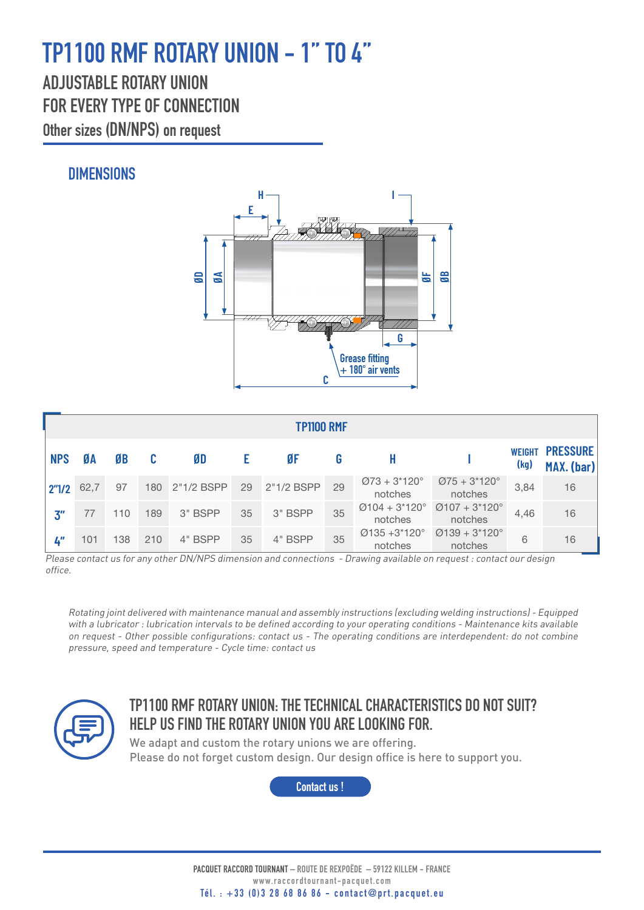# TP1100 RMF ROTARY UNION – 1" TO 4"

## ADJUSTABLE ROTARY UNION FOR EVERY TYPE OF CONNECTION

Other sizes (DN/NPS) on request

### DIMENSIONS

H
E
I
ØD
ØA
ØF
ØB
G
Grease fitting
+ 180° air vents
C

| TP1100 RMF | | | | | | | | | | | |
|---|---|---|---|---|---|---|---|---|---|---|---|
| NPS | ØA | ØB | C | ØD | E | ØF | G | H | I | WEIGHT (kg) | PRESSURE MAX. (bar) |
| 2"1/2 | 62,7 | 97 | 180 | 2"1/2 BSPP | 29 | 2"1/2 BSPP | 29 | Ø73 + 3*120° notches | Ø75 + 3*120° notches | 3,84 | 16 |
| 3" | 77 | 110 | 189 | 3" BSPP | 35 | 3" BSPP | 35 | Ø104 + 3*120° notches | Ø107 + 3*120° notches | 4,46 | 16 |
| 4" | 101 | 138 | 210 | 4" BSPP | 35 | 4" BSPP | 35 | Ø135 +3*120° notches | Ø139 + 3*120° notches | 6 | 16 |

*Please contact us for any other DN/NPS dimension and connections - Drawing available on request : contact our design office.*

*Rotating joint delivered with maintenance manual and assembly instructions (excluding welding instructions) - Equipped with a lubricator : lubrication intervals to be defined according to your operating conditions - Maintenance kits available on request - Other possible configurations: contact us - The operating conditions are interdependent: do not combine pressure, speed and temperature - Cycle time: contact us*

## TP1100 RMF ROTARY UNION: THE TECHNICAL CHARACTERISTICS DO NOT SUIT? HELP US FIND THE ROTARY UNION YOU ARE LOOKING FOR.

We adapt and custom the rotary unions we are offering.
Please do not forget custom design. Our design office is here to support you.

Contact us !

PACQUET RACCORD TOURNANT – ROUTE DE REXPOËDE – 59122 KILLEM - FRANCE
www.raccordtournant-pacquet.com
Tél. : +33 (0)3 28 68 86 86 - contact@prt.pacquet.eu